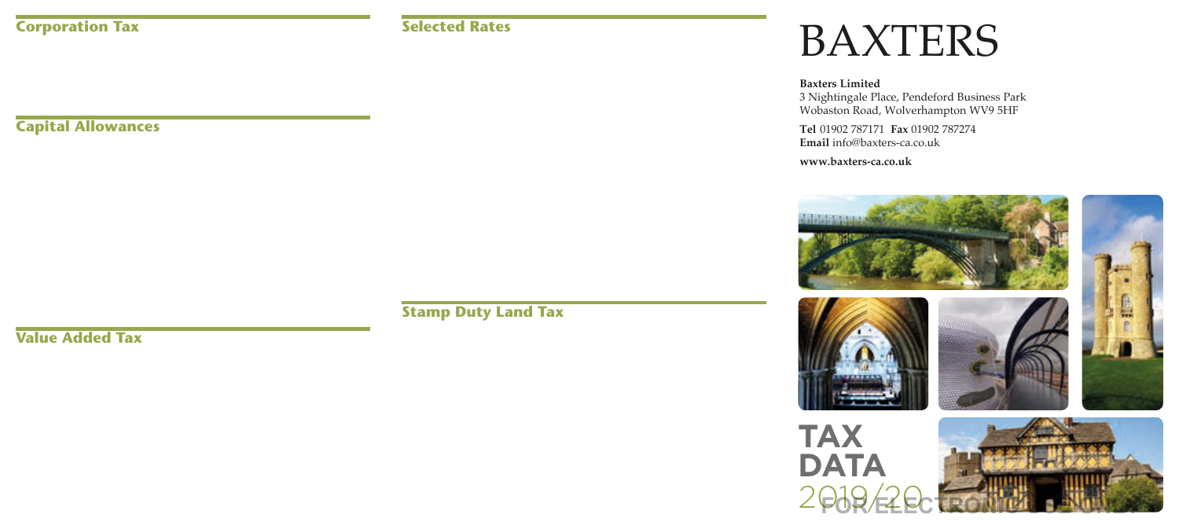## Corporation Tax

## Capital Allowances

## Value Added Tax

## Selected Rates

## Stamp Duty Land Tax

# BAXTERS

**Baxters Limited**
3 Nightingale Place, Pendeford Business Park
Wobaston Road, Wolverhampton WV9 5HF

**Tel** 01902 787171 **Fax** 01902 787274
**Email** info@baxters-ca.co.uk

**www.baxters-ca.co.uk**

# TAX DATA
2019/20

FOR ELECTRONIC USE ONLY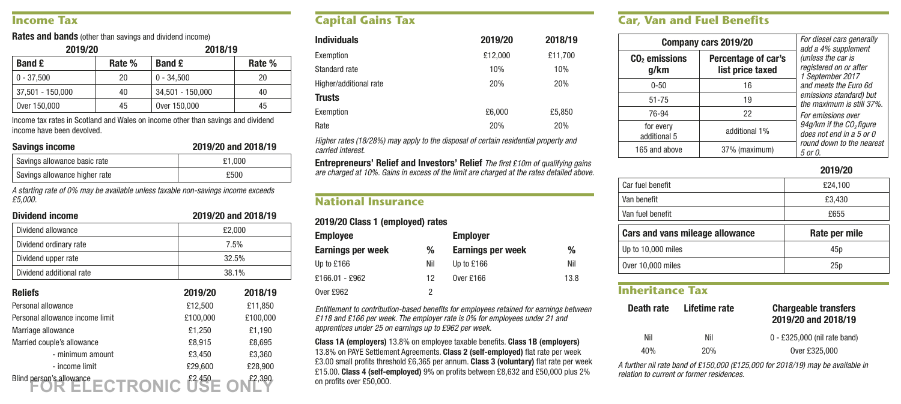## Income Tax

**Rates and bands** (other than savings and dividend income)

| 2019/20 | | 2018/19 | |
|---|---|---|---|
| **Band £** | **Rate %** | **Band £** | **Rate %** |
| 0 - 37,500 | 20 | 0 - 34,500 | 20 |
| 37,501 - 150,000 | 40 | 34,501 - 150,000 | 40 |
| Over 150,000 | 45 | Over 150,000 | 45 |

Income tax rates in Scotland and Wales on income other than savings and dividend income have been devolved.

| Savings income | 2019/20 and 2018/19 |
|---|---|
| Savings allowance basic rate | £1,000 |
| Savings allowance higher rate | £500 |

*A starting rate of 0% may be available unless taxable non-savings income exceeds £5,000.*

| Dividend income | 2019/20 and 2018/19 |
|---|---|
| Dividend allowance | £2,000 |
| Dividend ordinary rate | 7.5% |
| Dividend upper rate | 32.5% |
| Dividend additional rate | 38.1% |

| Reliefs | 2019/20 | 2018/19 |
|---|---|---|
| Personal allowance | £12,500 | £11,850 |
| Personal allowance income limit | £100,000 | £100,000 |
| Marriage allowance | £1,250 | £1,190 |
| Married couple's allowance | £8,915 | £8,695 |
| - minimum amount | £3,450 | £3,360 |
| - income limit | £29,600 | £28,900 |
| Blind person's allowance | £2,450 | £2,390 |

FOR ELECTRONIC USE ONLY

## Capital Gains Tax

| Individuals | 2019/20 | 2018/19 |
|---|---|---|
| Exemption | £12,000 | £11,700 |
| Standard rate | 10% | 10% |
| Higher/additional rate | 20% | 20% |
| **Trusts** | | |
| Exemption | £6,000 | £5,850 |
| Rate | 20% | 20% |

*Higher rates (18/28%) may apply to the disposal of certain residential property and carried interest.*

**Entrepreneurs' Relief and Investors' Relief** *The first £10m of qualifying gains are charged at 10%. Gains in excess of the limit are charged at the rates detailed above.*

## National Insurance

**2019/20 Class 1 (employed) rates**

| Employee | | Employer | |
|---|---|---|---|
| **Earnings per week** | **%** | **Earnings per week** | **%** |
| Up to £166 | Nil | Up to £166 | Nil |
| £166.01 - £962 | 12 | Over £166 | 13.8 |
| Over £962 | 2 | | |

*Entitlement to contribution-based benefits for employees retained for earnings between £118 and £166 per week. The employer rate is 0% for employees under 21 and apprentices under 25 on earnings up to £962 per week.*

**Class 1A (employers)** 13.8% on employee taxable benefits. **Class 1B (employers)** 13.8% on PAYE Settlement Agreements. **Class 2 (self-employed)** flat rate per week £3.00 small profits threshold £6,365 per annum. **Class 3 (voluntary)** flat rate per week £15.00. **Class 4 (self-employed)** 9% on profits between £8,632 and £50,000 plus 2% on profits over £50,000.

## Car, Van and Fuel Benefits

| Company cars 2019/20 | |
|---|---|
| **$CO_2$ emissions g/km** | **Percentage of car's list price taxed** |
| 0-50 | 16 |
| 51-75 | 19 |
| 76-94 | 22 |
| for every additional 5 | additional 1% |
| 165 and above | 37% (maximum) |

*For diesel cars generally add a 4% supplement (unless the car is registered on or after 1 September 2017 and meets the Euro 6d emissions standard) but the maximum is still 37%. For emissions over 94g/km if the $CO_2$ figure does not end in a 5 or 0 round down to the nearest 5 or 0.*

| | 2019/20 |
|---|---|
| Car fuel benefit | £24,100 |
| Van benefit | £3,430 |
| Van fuel benefit | £655 |

| Cars and vans mileage allowance | Rate per mile |
|---|---|
| Up to 10,000 miles | 45p |
| Over 10,000 miles | 25p |

## Inheritance Tax

| Death rate | Lifetime rate | Chargeable transfers 2019/20 and 2018/19 |
|---|---|---|
| Nil | Nil | 0 - £325,000 (nil rate band) |
| 40% | 20% | Over £325,000 |

*A further nil rate band of £150,000 (£125,000 for 2018/19) may be available in relation to current or former residences.*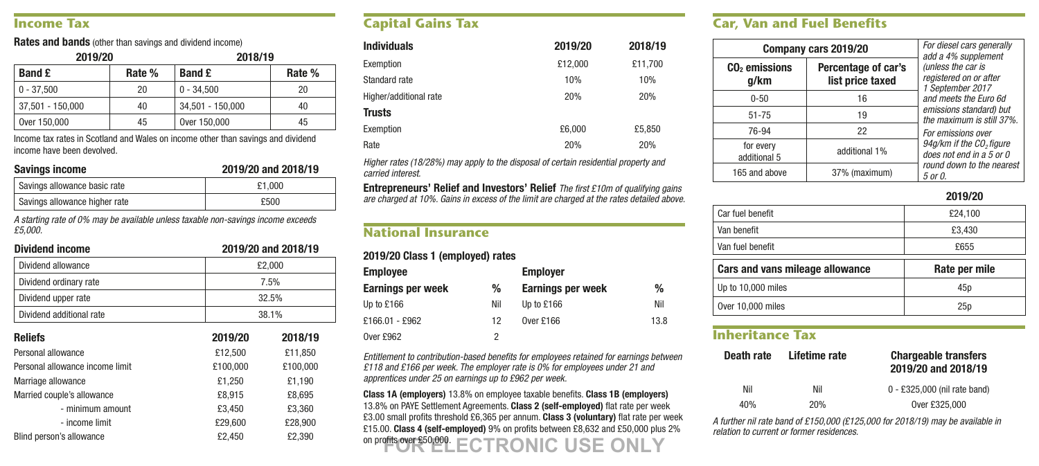## Income Tax

**Rates and bands** (other than savings and dividend income)

| 2019/20 | | 2018/19 | |
|---|---|---|---|
| **Band £** | **Rate %** | **Band £** | **Rate %** |
| 0 - 37,500 | 20 | 0 - 34,500 | 20 |
| 37,501 - 150,000 | 40 | 34,501 - 150,000 | 40 |
| Over 150,000 | 45 | Over 150,000 | 45 |

Income tax rates in Scotland and Wales on income other than savings and dividend income have been devolved.

| Savings income | 2019/20 and 2018/19 |
|---|---|
| Savings allowance basic rate | £1,000 |
| Savings allowance higher rate | £500 |

*A starting rate of 0% may be available unless taxable non-savings income exceeds £5,000.*

| Dividend income | 2019/20 and 2018/19 |
|---|---|
| Dividend allowance | £2,000 |
| Dividend ordinary rate | 7.5% |
| Dividend upper rate | 32.5% |
| Dividend additional rate | 38.1% |

| Reliefs | 2019/20 | 2018/19 |
|---|---|---|
| Personal allowance | £12,500 | £11,850 |
| Personal allowance income limit | £100,000 | £100,000 |
| Marriage allowance | £1,250 | £1,190 |
| Married couple's allowance | £8,915 | £8,695 |
| - minimum amount | £3,450 | £3,360 |
| - income limit | £29,600 | £28,900 |
| Blind person's allowance | £2,450 | £2,390 |

## Capital Gains Tax

| Individuals | 2019/20 | 2018/19 |
|---|---|---|
| Exemption | £12,000 | £11,700 |
| Standard rate | 10% | 10% |
| Higher/additional rate | 20% | 20% |
| **Trusts** | | |
| Exemption | £6,000 | £5,850 |
| Rate | 20% | 20% |

*Higher rates (18/28%) may apply to the disposal of certain residential property and carried interest.*

**Entrepreneurs' Relief and Investors' Relief** *The first £10m of qualifying gains are charged at 10%. Gains in excess of the limit are charged at the rates detailed above.*

## National Insurance

**2019/20 Class 1 (employed) rates**

| Employee | | Employer | |
|---|---|---|---|
| **Earnings per week** | **%** | **Earnings per week** | **%** |
| Up to £166 | Nil | Up to £166 | Nil |
| £166.01 - £962 | 12 | Over £166 | 13.8 |
| Over £962 | 2 | | |

*Entitlement to contribution-based benefits for employees retained for earnings between £118 and £166 per week. The employer rate is 0% for employees under 21 and apprentices under 25 on earnings up to £962 per week.*

**Class 1A (employers)** 13.8% on employee taxable benefits. **Class 1B (employers)** 13.8% on PAYE Settlement Agreements. **Class 2 (self-employed)** flat rate per week £3.00 small profits threshold £6,365 per annum. **Class 3 (voluntary)** flat rate per week £15.00. **Class 4 (self-employed)** 9% on profits between £8,632 and £50,000 plus 2% on profits over £50,000.

## Car, Van and Fuel Benefits

| Company cars 2019/20 | |
|---|---|
| **$CO_2$ emissions g/km** | **Percentage of car's list price taxed** |
| 0-50 | 16 |
| 51-75 | 19 |
| 76-94 | 22 |
| for every additional 5 | additional 1% |
| 165 and above | 37% (maximum) |

*For diesel cars generally add a 4% supplement (unless the car is registered on or after 1 September 2017 and meets the Euro 6d emissions standard) but the maximum is still 37%. For emissions over 94g/km if the $CO_2$ figure does not end in a 5 or 0 round down to the nearest 5 or 0.*

| | 2019/20 |
|---|---|
| Car fuel benefit | £24,100 |
| Van benefit | £3,430 |
| Van fuel benefit | £655 |

| Cars and vans mileage allowance | Rate per mile |
|---|---|
| Up to 10,000 miles | 45p |
| Over 10,000 miles | 25p |

## Inheritance Tax

| Death rate | Lifetime rate | Chargeable transfers 2019/20 and 2018/19 |
|---|---|---|
| Nil | Nil | 0 - £325,000 (nil rate band) |
| 40% | 20% | Over £325,000 |

*A further nil rate band of £150,000 (£125,000 for 2018/19) may be available in relation to current or former residences.*

FOR ELECTRONIC USE ONLY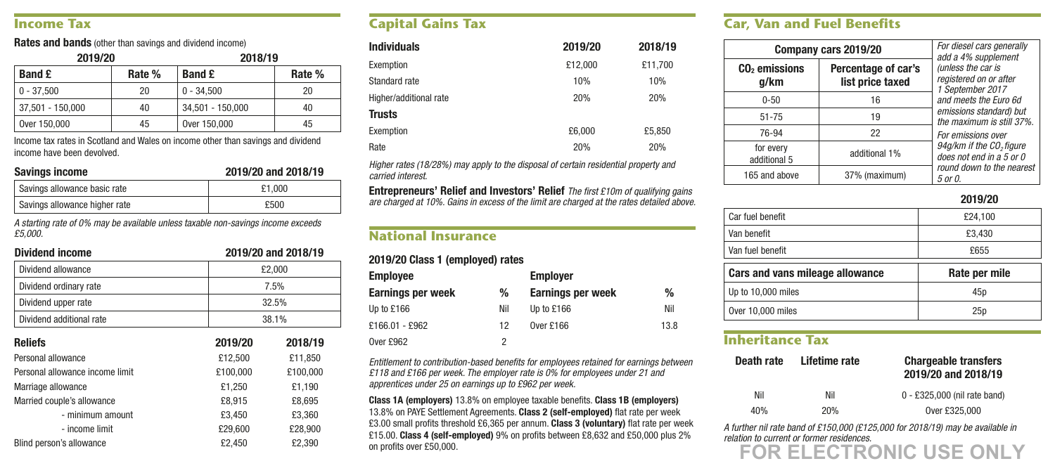## Income Tax

**Rates and bands** (other than savings and dividend income)

| 2019/20 | | 2018/19 | |
|---|---|---|---|
| **Band £** | **Rate %** | **Band £** | **Rate %** |
| 0 - 37,500 | 20 | 0 - 34,500 | 20 |
| 37,501 - 150,000 | 40 | 34,501 - 150,000 | 40 |
| Over 150,000 | 45 | Over 150,000 | 45 |

Income tax rates in Scotland and Wales on income other than savings and dividend income have been devolved.

| Savings income | 2019/20 and 2018/19 |
|---|---|
| Savings allowance basic rate | £1,000 |
| Savings allowance higher rate | £500 |

*A starting rate of 0% may be available unless taxable non-savings income exceeds £5,000.*

| Dividend income | 2019/20 and 2018/19 |
|---|---|
| Dividend allowance | £2,000 |
| Dividend ordinary rate | 7.5% |
| Dividend upper rate | 32.5% |
| Dividend additional rate | 38.1% |

| Reliefs | 2019/20 | 2018/19 |
|---|---|---|
| Personal allowance | £12,500 | £11,850 |
| Personal allowance income limit | £100,000 | £100,000 |
| Marriage allowance | £1,250 | £1,190 |
| Married couple's allowance | £8,915 | £8,695 |
| - minimum amount | £3,450 | £3,360 |
| - income limit | £29,600 | £28,900 |
| Blind person's allowance | £2,450 | £2,390 |

## Capital Gains Tax

| Individuals | 2019/20 | 2018/19 |
|---|---|---|
| Exemption | £12,000 | £11,700 |
| Standard rate | 10% | 10% |
| Higher/additional rate | 20% | 20% |
| **Trusts** | | |
| Exemption | £6,000 | £5,850 |
| Rate | 20% | 20% |

*Higher rates (18/28%) may apply to the disposal of certain residential property and carried interest.*

**Entrepreneurs' Relief and Investors' Relief** *The first £10m of qualifying gains are charged at 10%. Gains in excess of the limit are charged at the rates detailed above.*

## National Insurance

**2019/20 Class 1 (employed) rates**

| Employee | | Employer | |
|---|---|---|---|
| **Earnings per week** | **%** | **Earnings per week** | **%** |
| Up to £166 | Nil | Up to £166 | Nil |
| £166.01 - £962 | 12 | Over £166 | 13.8 |
| Over £962 | 2 | | |

*Entitlement to contribution-based benefits for employees retained for earnings between £118 and £166 per week. The employer rate is 0% for employees under 21 and apprentices under 25 on earnings up to £962 per week.*

**Class 1A (employers)** 13.8% on employee taxable benefits. **Class 1B (employers)** 13.8% on PAYE Settlement Agreements. **Class 2 (self-employed)** flat rate per week £3.00 small profits threshold £6,365 per annum. **Class 3 (voluntary)** flat rate per week £15.00. **Class 4 (self-employed)** 9% on profits between £8,632 and £50,000 plus 2% on profits over £50,000.

## Car, Van and Fuel Benefits

| Company cars 2019/20 | |
|---|---|
| **$CO_2$ emissions g/km** | **Percentage of car's list price taxed** |
| 0-50 | 16 |
| 51-75 | 19 |
| 76-94 | 22 |
| for every additional 5 | additional 1% |
| 165 and above | 37% (maximum) |

*For diesel cars generally add a 4% supplement (unless the car is registered on or after 1 September 2017 and meets the Euro 6d emissions standard) but the maximum is still 37%. For emissions over 94g/km if the $CO_2$ figure does not end in a 5 or 0 round down to the nearest 5 or 0.*

| | 2019/20 |
|---|---|
| Car fuel benefit | £24,100 |
| Van benefit | £3,430 |
| Van fuel benefit | £655 |

| Cars and vans mileage allowance | Rate per mile |
|---|---|
| Up to 10,000 miles | 45p |
| Over 10,000 miles | 25p |

## Inheritance Tax

| Death rate | Lifetime rate | Chargeable transfers 2019/20 and 2018/19 |
|---|---|---|
| Nil | Nil | 0 - £325,000 (nil rate band) |
| 40% | 20% | Over £325,000 |

*A further nil rate band of £150,000 (£125,000 for 2018/19) may be available in relation to current or former residences.*

**FOR ELECTRONIC USE ONLY**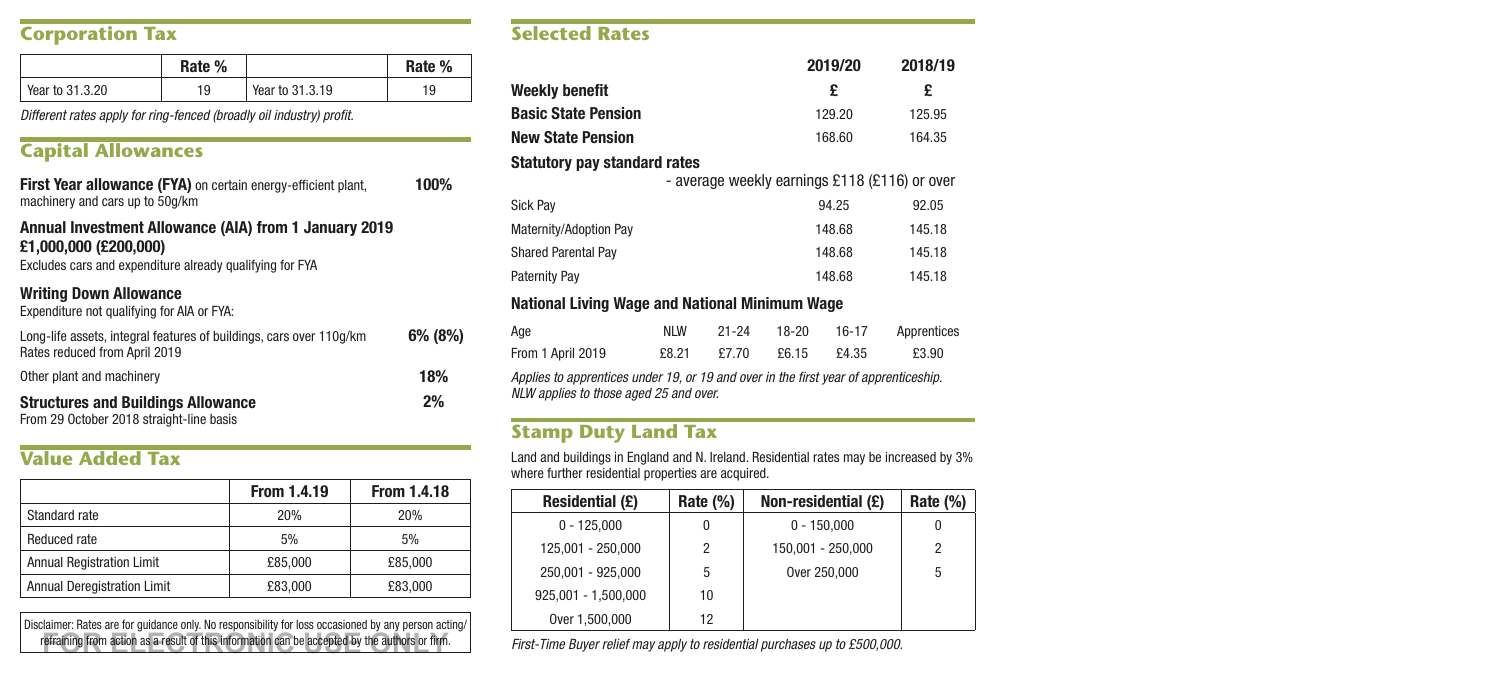## Corporation Tax

| | Rate % | | Rate % |
|---|---|---|---|
| Year to 31.3.20 | 19 | Year to 31.3.19 | 19 |

*Different rates apply for ring-fenced (broadly oil industry) profit.*

## Capital Allowances

**First Year allowance (FYA)** on certain energy-efficient plant, machinery and cars up to 50g/km **100%**

**Annual Investment Allowance (AIA) from 1 January 2019**
**£1,000,000 (£200,000)**
Excludes cars and expenditure already qualifying for FYA

**Writing Down Allowance**
Expenditure not qualifying for AIA or FYA:

Long-life assets, integral features of buildings, cars over 110g/km **6% (8%)**
Rates reduced from April 2019

Other plant and machinery **18%**

**Structures and Buildings Allowance** **2%**
From 29 October 2018 straight-line basis

## Value Added Tax

| | From 1.4.19 | From 1.4.18 |
|---|---|---|
| Standard rate | 20% | 20% |
| Reduced rate | 5% | 5% |
| Annual Registration Limit | £85,000 | £85,000 |
| Annual Deregistration Limit | £83,000 | £83,000 |

Disclaimer: Rates are for guidance only. No responsibility for loss occasioned by any person acting/refraining from action as a result of this information can be accepted by the authors or firm.

## Selected Rates

| | 2019/20 | 2018/19 |
|---|---|---|
| **Weekly benefit** | **£** | **£** |
| **Basic State Pension** | 129.20 | 125.95 |
| **New State Pension** | 168.60 | 164.35 |

**Statutory pay standard rates**
- average weekly earnings £118 (£116) or over

| | 2019/20 | 2018/19 |
|---|---|---|
| Sick Pay | 94.25 | 92.05 |
| Maternity/Adoption Pay | 148.68 | 145.18 |
| Shared Parental Pay | 148.68 | 145.18 |
| Paternity Pay | 148.68 | 145.18 |

**National Living Wage and National Minimum Wage**

| Age | NLW | 21-24 | 18-20 | 16-17 | Apprentices |
|---|---|---|---|---|---|
| From 1 April 2019 | £8.21 | £7.70 | £6.15 | £4.35 | £3.90 |

*Applies to apprentices under 19, or 19 and over in the first year of apprenticeship.*
*NLW applies to those aged 25 and over.*

## Stamp Duty Land Tax

Land and buildings in England and N. Ireland. Residential rates may be increased by 3% where further residential properties are acquired.

| Residential (£) | Rate (%) | Non-residential (£) | Rate (%) |
|---|---|---|---|
| 0 - 125,000 | 0 | 0 - 150,000 | 0 |
| 125,001 - 250,000 | 2 | 150,001 - 250,000 | 2 |
| 250,001 - 925,000 | 5 | Over 250,000 | 5 |
| 925,001 - 1,500,000 | 10 | | |
| Over 1,500,000 | 12 | | |

*First-Time Buyer relief may apply to residential purchases up to £500,000.*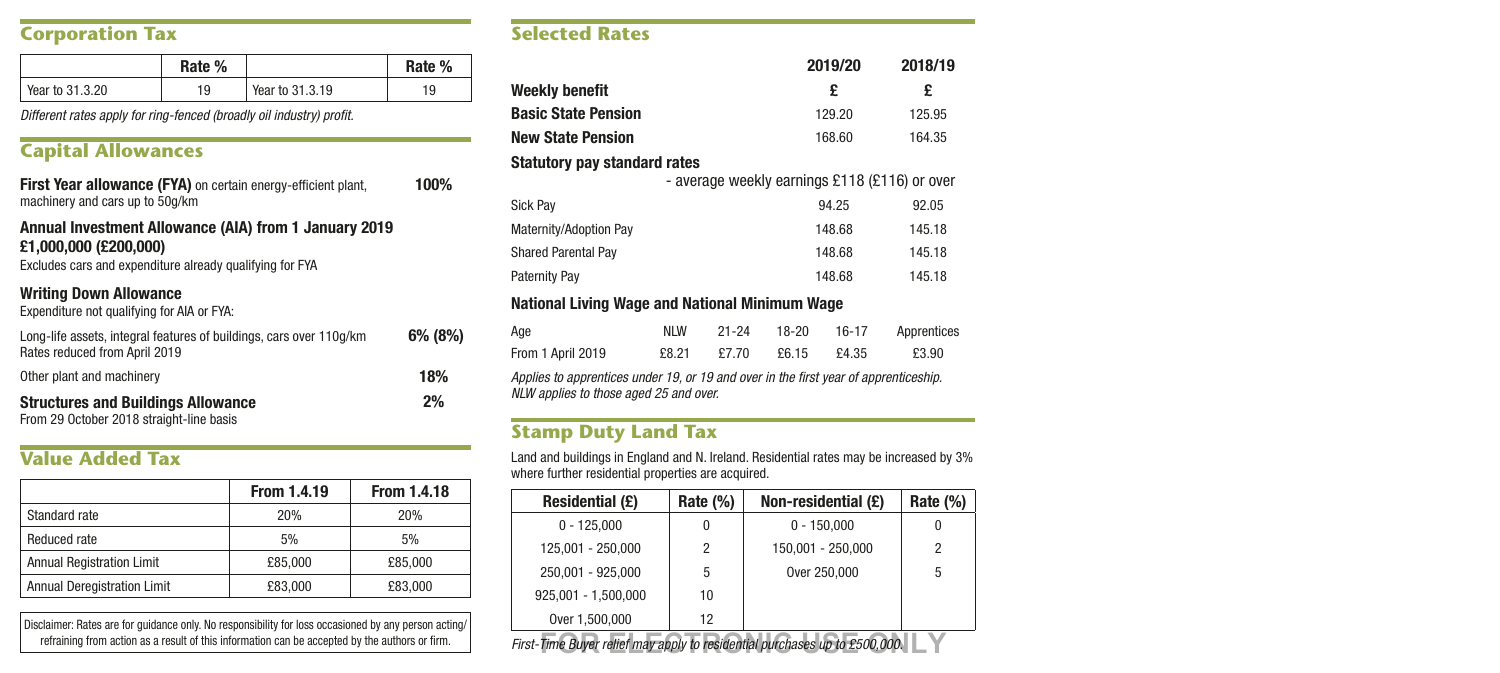## Corporation Tax

| | Rate % | | Rate % |
|---|---|---|---|
| Year to 31.3.20 | 19 | Year to 31.3.19 | 19 |

*Different rates apply for ring-fenced (broadly oil industry) profit.*

## Capital Allowances

**First Year allowance (FYA)** on certain energy-efficient plant, machinery and cars up to 50g/km — **100%**

**Annual Investment Allowance (AIA) from 1 January 2019**
**£1,000,000 (£200,000)**
Excludes cars and expenditure already qualifying for FYA

**Writing Down Allowance**
Expenditure not qualifying for AIA or FYA:

| | |
|---|---|
| Long-life assets, integral features of buildings, cars over 110g/km<br>Rates reduced from April 2019 | **6% (8%)** |
| Other plant and machinery | **18%** |

**Structures and Buildings Allowance** — **2%**
From 29 October 2018 straight-line basis

## Value Added Tax

| | From 1.4.19 | From 1.4.18 |
|---|---|---|
| Standard rate | 20% | 20% |
| Reduced rate | 5% | 5% |
| Annual Registration Limit | £85,000 | £85,000 |
| Annual Deregistration Limit | £83,000 | £83,000 |

Disclaimer: Rates are for guidance only. No responsibility for loss occasioned by any person acting/refraining from action as a result of this information can be accepted by the authors or firm.

## Selected Rates

| | 2019/20 | 2018/19 |
|---|---|---|
| **Weekly benefit** | **£** | **£** |
| **Basic State Pension** | 129.20 | 125.95 |
| **New State Pension** | 168.60 | 164.35 |

**Statutory pay standard rates**
- average weekly earnings £118 (£116) or over

| | 2019/20 | 2018/19 |
|---|---|---|
| Sick Pay | 94.25 | 92.05 |
| Maternity/Adoption Pay | 148.68 | 145.18 |
| Shared Parental Pay | 148.68 | 145.18 |
| Paternity Pay | 148.68 | 145.18 |

**National Living Wage and National Minimum Wage**

| Age | NLW | 21-24 | 18-20 | 16-17 | Apprentices |
|---|---|---|---|---|---|
| From 1 April 2019 | £8.21 | £7.70 | £6.15 | £4.35 | £3.90 |

*Applies to apprentices under 19, or 19 and over in the first year of apprenticeship.*
*NLW applies to those aged 25 and over.*

## Stamp Duty Land Tax

Land and buildings in England and N. Ireland. Residential rates may be increased by 3% where further residential properties are acquired.

| Residential (£) | Rate (%) | Non-residential (£) | Rate (%) |
|---|---|---|---|
| 0 - 125,000 | 0 | 0 - 150,000 | 0 |
| 125,001 - 250,000 | 2 | 150,001 - 250,000 | 2 |
| 250,001 - 925,000 | 5 | Over 250,000 | 5 |
| 925,001 - 1,500,000 | 10 | | |
| Over 1,500,000 | 12 | | |

*First-Time Buyer relief may apply to residential purchases up to £500,000.*

FOR ELECTRONIC USE ONLY